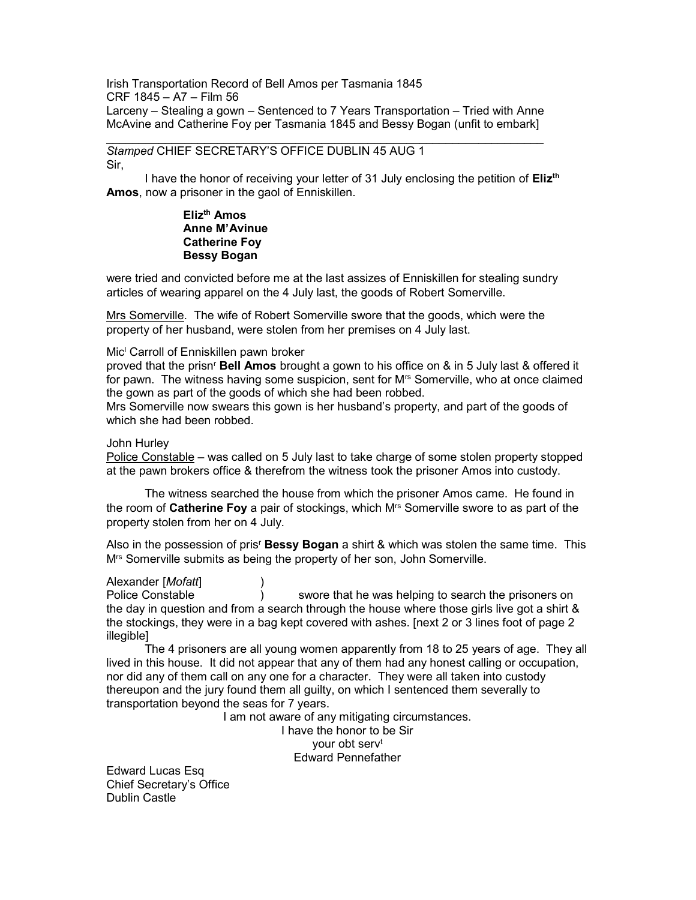Irish Transportation Record of Bell Amos per Tasmania 1845
CRF 1845 – A7 – Film 56
Larceny – Stealing a gown – Sentenced to 7 Years Transportation – Tried with Anne McAvine and Catherine Foy per Tasmania 1845 and Bessy Bogan (unfit to embark]

---

*Stamped* CHIEF SECRETARY'S OFFICE DUBLIN 45 AUG 1
Sir,

I have the honor of receiving your letter of 31 July enclosing the petition of **Eliz^th Amos**, now a prisoner in the gaol of Enniskillen.

**Eliz^th Amos**
**Anne M'Avinue**
**Catherine Foy**
**Bessy Bogan**

were tried and convicted before me at the last assizes of Enniskillen for stealing sundry articles of wearing apparel on the 4 July last, the goods of Robert Somerville.

Mrs Somerville. The wife of Robert Somerville swore that the goods, which were the property of her husband, were stolen from her premises on 4 July last.

Mic^l Carroll of Enniskillen pawn broker
proved that the prisn^r **Bell Amos** brought a gown to his office on & in 5 July last & offered it for pawn. The witness having some suspicion, sent for M^rs Somerville, who at once claimed the gown as part of the goods of which she had been robbed.
Mrs Somerville now swears this gown is her husband's property, and part of the goods of which she had been robbed.

John Hurley
Police Constable – was called on 5 July last to take charge of some stolen property stopped at the pawn brokers office & therefrom the witness took the prisoner Amos into custody.

The witness searched the house from which the prisoner Amos came. He found in the room of **Catherine Foy** a pair of stockings, which M^rs Somerville swore to as part of the property stolen from her on 4 July.

Also in the possession of pris^r **Bessy Bogan** a shirt & which was stolen the same time. This M^rs Somerville submits as being the property of her son, John Somerville.

Alexander [*Mofatt*] )
Police Constable ) swore that he was helping to search the prisoners on the day in question and from a search through the house where those girls live got a shirt & the stockings, they were in a bag kept covered with ashes. [next 2 or 3 lines foot of page 2 illegible]

The 4 prisoners are all young women apparently from 18 to 25 years of age. They all lived in this house. It did not appear that any of them had any honest calling or occupation, nor did any of them call on any one for a character. They were all taken into custody thereupon and the jury found them all guilty, on which I sentenced them severally to transportation beyond the seas for 7 years.

I am not aware of any mitigating circumstances.
I have the honor to be Sir
your obt serv^t
Edward Pennefather

Edward Lucas Esq
Chief Secretary's Office
Dublin Castle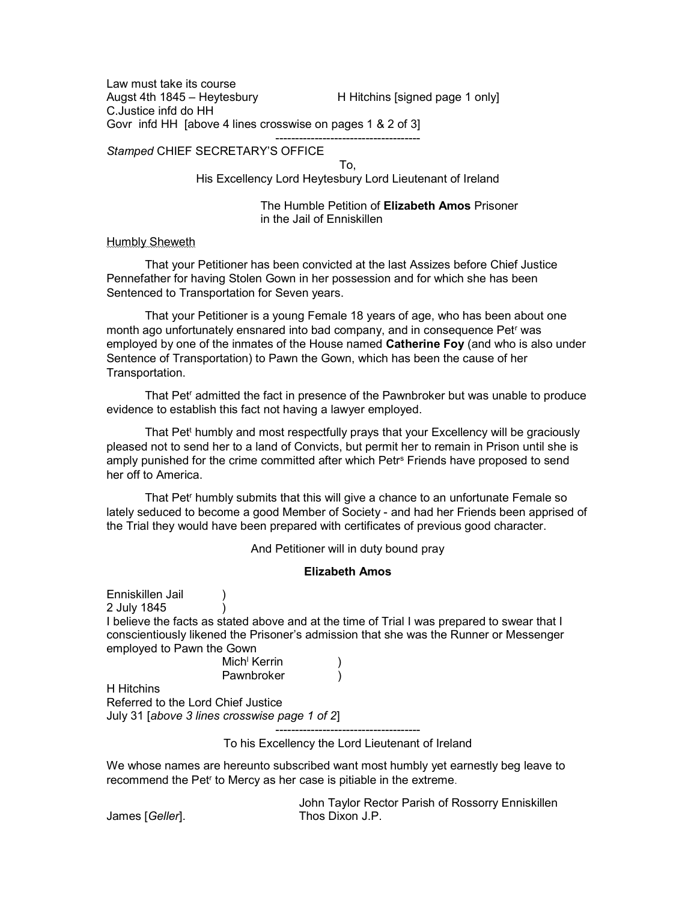Law must take its course
Augst 4th 1845 – Heytesbury H Hitchins [signed page 1 only]
C.Justice infd do HH
Govr infd HH [above 4 lines crosswise on pages 1 & 2 of 3]

------------------------------------

*Stamped* CHIEF SECRETARY'S OFFICE

To,
His Excellency Lord Heytesbury Lord Lieutenant of Ireland

The Humble Petition of **Elizabeth Amos** Prisoner in the Jail of Enniskillen

Humbly Sheweth

That your Petitioner has been convicted at the last Assizes before Chief Justice Pennefather for having Stolen Gown in her possession and for which she has been Sentenced to Transportation for Seven years.

That your Petitioner is a young Female 18 years of age, who has been about one month ago unfortunately ensnared into bad company, and in consequence Pet[r] was employed by one of the inmates of the House named **Catherine Foy** (and who is also under Sentence of Transportation) to Pawn the Gown, which has been the cause of her Transportation.

That Pet[r] admitted the fact in presence of the Pawnbroker but was unable to produce evidence to establish this fact not having a lawyer employed.

That Pet[t] humbly and most respectfully prays that your Excellency will be graciously pleased not to send her to a land of Convicts, but permit her to remain in Prison until she is amply punished for the crime committed after which Petr[s] Friends have proposed to send her off to America.

That Pet[r] humbly submits that this will give a chance to an unfortunate Female so lately seduced to become a good Member of Society - and had her Friends been apprised of the Trial they would have been prepared with certificates of previous good character.

And Petitioner will in duty bound pray

**Elizabeth Amos**

Enniskillen Jail )
2 July 1845 )

I believe the facts as stated above and at the time of Trial I was prepared to swear that I conscientiously likened the Prisoner's admission that she was the Runner or Messenger employed to Pawn the Gown

Mich[l] Kerrin )
Pawnbroker )

H Hitchins
Referred to the Lord Chief Justice
July 31 [*above 3 lines crosswise page 1 of 2*]

------------------------------------

To his Excellency the Lord Lieutenant of Ireland

We whose names are hereunto subscribed want most humbly yet earnestly beg leave to recommend the Pet[r] to Mercy as her case is pitiable in the extreme.

John Taylor Rector Parish of Rossorry Enniskillen
James [*Geller*]. Thos Dixon J.P.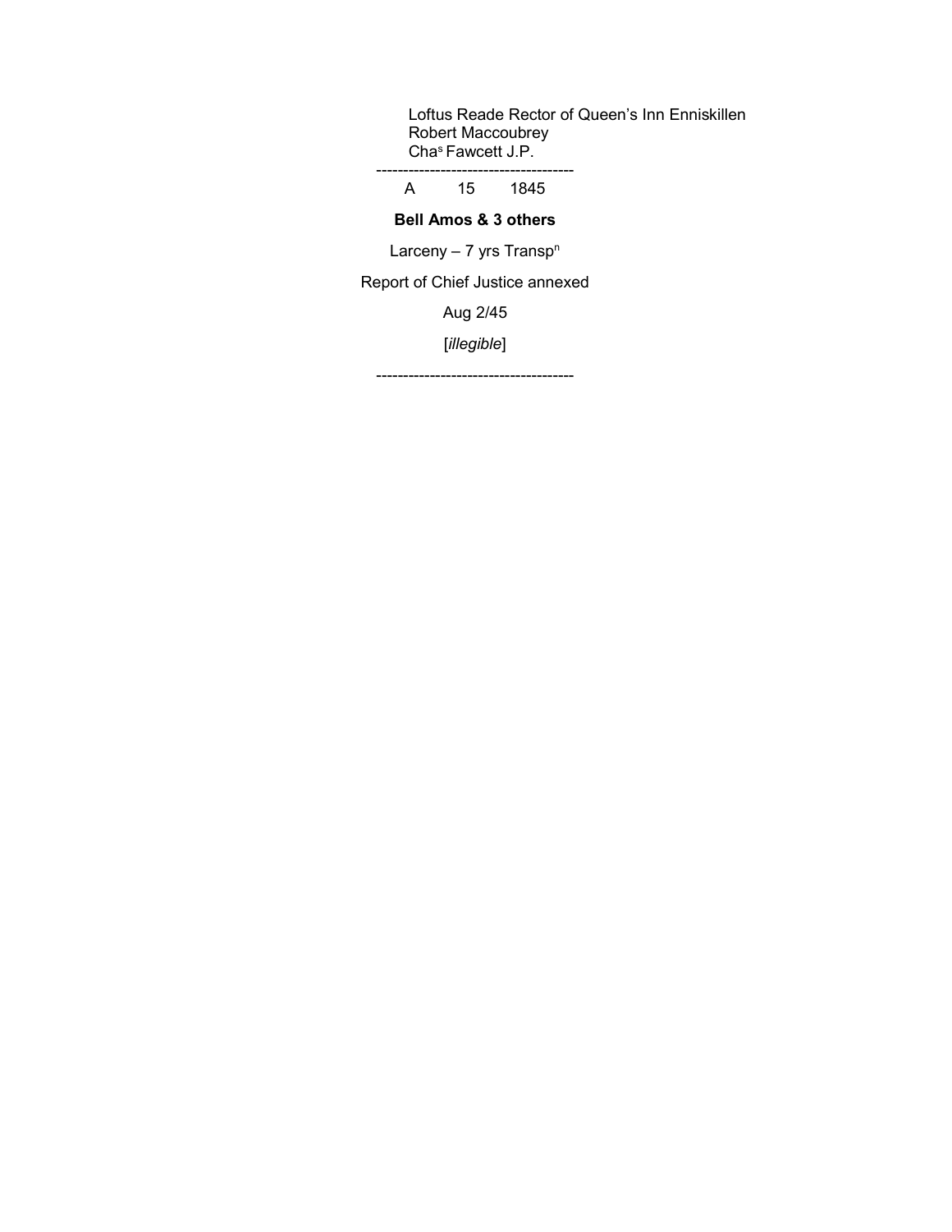Loftus Reade Rector of Queen's Inn Enniskillen
Robert Maccoubrey
Cha[s] Fawcett J.P.

------------------------------------

A 15 1845

**Bell Amos & 3 others**

Larceny – 7 yrs Transp[n]

Report of Chief Justice annexed

Aug 2/45

[*illegible*]

------------------------------------